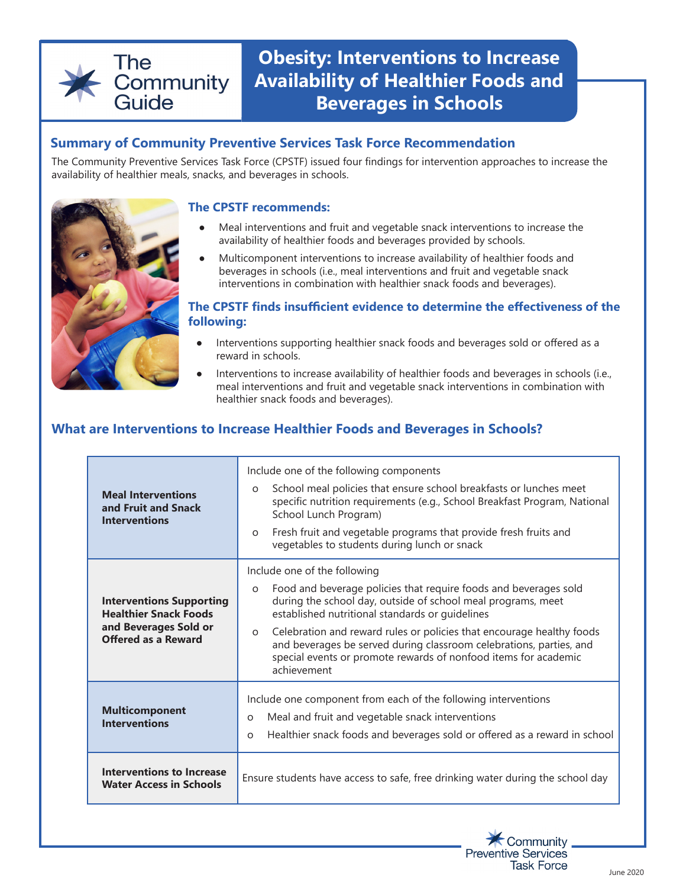The Community Guide

# Obesity: Interventions to Increase Availability of Healthier Foods and Beverages in Schools

## Summary of Community Preventive Services Task Force Recommendation

The Community Preventive Services Task Force (CPSTF) issued four findings for intervention approaches to increase the availability of healthier meals, snacks, and beverages in schools.

### The CPSTF recommends:

- Meal interventions and fruit and vegetable snack interventions to increase the availability of healthier foods and beverages provided by schools.
- Multicomponent interventions to increase availability of healthier foods and beverages in schools (i.e., meal interventions and fruit and vegetable snack interventions in combination with healthier snack foods and beverages).

### The CPSTF finds insufficient evidence to determine the effectiveness of the following:

- Interventions supporting healthier snack foods and beverages sold or offered as a reward in schools.
- Interventions to increase availability of healthier foods and beverages in schools (i.e., meal interventions and fruit and vegetable snack interventions in combination with healthier snack foods and beverages).

## What are Interventions to Increase Healthier Foods and Beverages in Schools?

| Intervention | Description |
| --- | --- |
| **Meal Interventions and Fruit and Snack Interventions** | Include one of the following components<br>o School meal policies that ensure school breakfasts or lunches meet specific nutrition requirements (e.g., School Breakfast Program, National School Lunch Program)<br>o Fresh fruit and vegetable programs that provide fresh fruits and vegetables to students during lunch or snack |
| **Interventions Supporting Healthier Snack Foods and Beverages Sold or Offered as a Reward** | Include one of the following<br>o Food and beverage policies that require foods and beverages sold during the school day, outside of school meal programs, meet established nutritional standards or guidelines<br>o Celebration and reward rules or policies that encourage healthy foods and beverages be served during classroom celebrations, parties, and special events or promote rewards of nonfood items for academic achievement |
| **Multicomponent Interventions** | Include one component from each of the following interventions<br>o Meal and fruit and vegetable snack interventions<br>o Healthier snack foods and beverages sold or offered as a reward in school |
| **Interventions to Increase Water Access in Schools** | Ensure students have access to safe, free drinking water during the school day |

Community Preventive Services Task Force

June 2020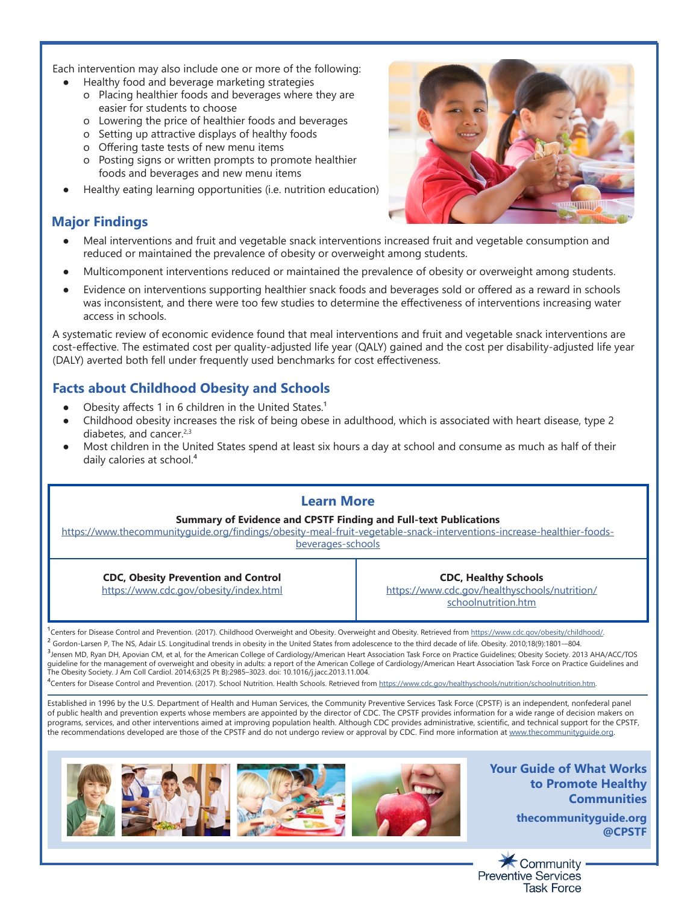Each intervention may also include one or more of the following:

- Healthy food and beverage marketing strategies
  - Placing healthier foods and beverages where they are easier for students to choose
  - Lowering the price of healthier foods and beverages
  - Setting up attractive displays of healthy foods
  - Offering taste tests of new menu items
  - Posting signs or written prompts to promote healthier foods and beverages and new menu items
- Healthy eating learning opportunities (i.e. nutrition education)

## Major Findings

- Meal interventions and fruit and vegetable snack interventions increased fruit and vegetable consumption and reduced or maintained the prevalence of obesity or overweight among students.
- Multicomponent interventions reduced or maintained the prevalence of obesity or overweight among students.
- Evidence on interventions supporting healthier snack foods and beverages sold or offered as a reward in schools was inconsistent, and there were too few studies to determine the effectiveness of interventions increasing water access in schools.

A systematic review of economic evidence found that meal interventions and fruit and vegetable snack interventions are cost-effective. The estimated cost per quality-adjusted life year (QALY) gained and the cost per disability-adjusted life year (DALY) averted both fell under frequently used benchmarks for cost effectiveness.

## Facts about Childhood Obesity and Schools

- Obesity affects 1 in 6 children in the United States.[1]
- Childhood obesity increases the risk of being obese in adulthood, which is associated with heart disease, type 2 diabetes, and cancer.[2,3]
- Most children in the United States spend at least six hours a day at school and consume as much as half of their daily calories at school.[4]

## Learn More

**Summary of Evidence and CPSTF Finding and Full-text Publications**
https://www.thecommunityguide.org/findings/obesity-meal-fruit-vegetable-snack-interventions-increase-healthier-foods-beverages-schools

**CDC, Obesity Prevention and Control**
https://www.cdc.gov/obesity/index.html

**CDC, Healthy Schools**
https://www.cdc.gov/healthyschools/nutrition/schoolnutrition.htm

[1] Centers for Disease Control and Prevention. (2017). Childhood Overweight and Obesity. Overweight and Obesity. Retrieved from https://www.cdc.gov/obesity/childhood/.

[2] Gordon-Larsen P, The NS, Adair LS. Longitudinal trends in obesity in the United States from adolescence to the third decade of life. Obesity. 2010;18(9):1801—804.

[3] Jensen MD, Ryan DH, Apovian CM, et al, for the American College of Cardiology/American Heart Association Task Force on Practice Guidelines; Obesity Society. 2013 AHA/ACC/TOS guideline for the management of overweight and obesity in adults: a report of the American College of Cardiology/American Heart Association Task Force on Practice Guidelines and The Obesity Society. J Am Coll Cardiol. 2014;63(25 Pt B):2985–3023. doi: 10.1016/j.jacc.2013.11.004.

[4] Centers for Disease Control and Prevention. (2017). School Nutrition. Health Schools. Retrieved from https://www.cdc.gov/healthyschools/nutrition/schoolnutrition.htm.

Established in 1996 by the U.S. Department of Health and Human Services, the Community Preventive Services Task Force (CPSTF) is an independent, nonfederal panel of public health and prevention experts whose members are appointed by the director of CDC. The CPSTF provides information for a wide range of decision makers on programs, services, and other interventions aimed at improving population health. Although CDC provides administrative, scientific, and technical support for the CPSTF, the recommendations developed are those of the CPSTF and do not undergo review or approval by CDC. Find more information at www.thecommunityguide.org.

**Your Guide of What Works to Promote Healthy Communities**

**thecommunityguide.org**
**@CPSTF**

Community Preventive Services Task Force